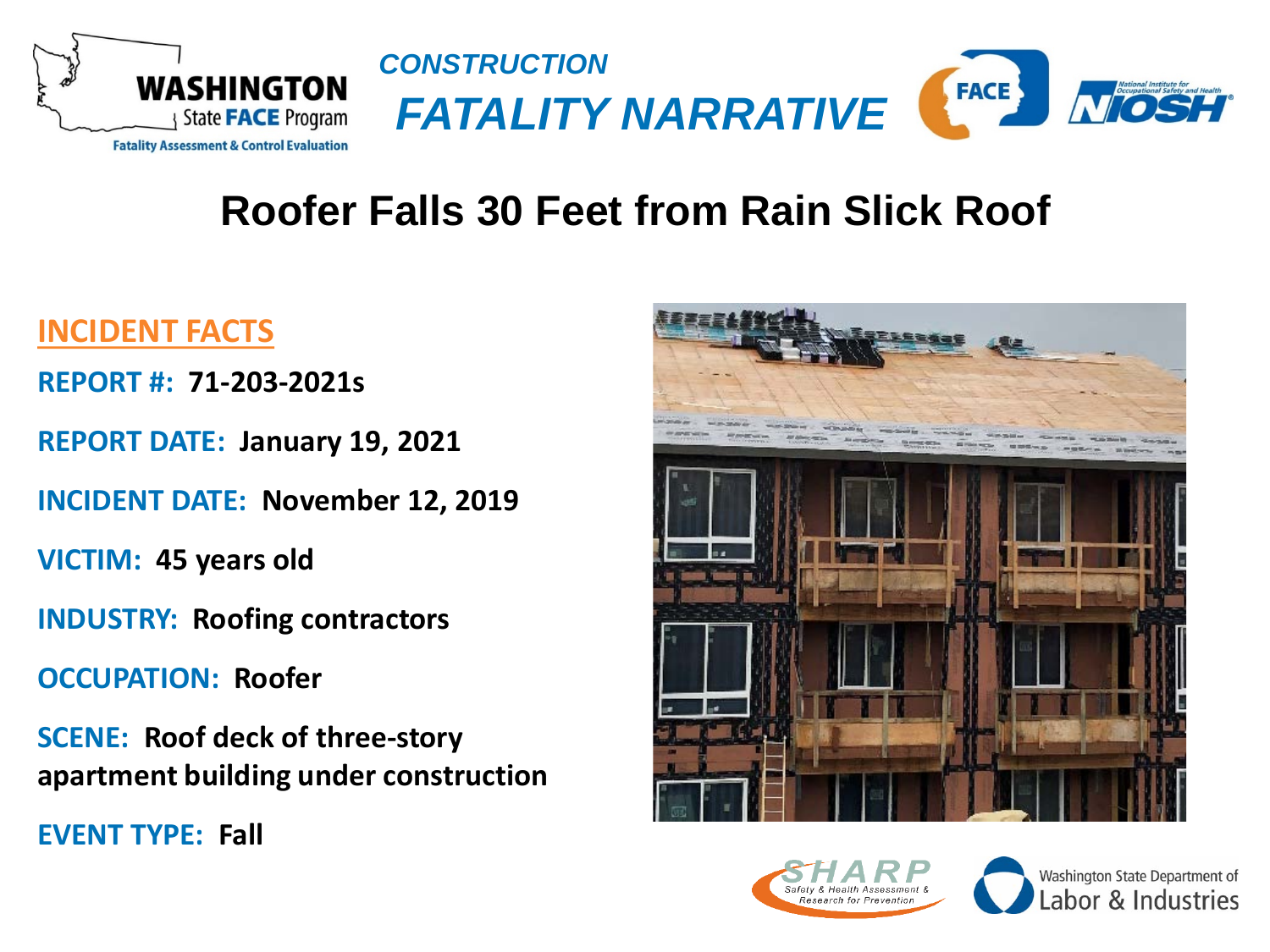WASHINGTON State FACE Program

Fatality Assessment & Control Evaluation

*CONSTRUCTION*

# *FATALITY NARRATIVE*

# Roofer Falls 30 Feet from Rain Slick Roof

## INCIDENT FACTS

**REPORT #:** **71-203-2021s**

**REPORT DATE:** **January 19, 2021**

**INCIDENT DATE:** **November 12, 2019**

**VICTIM:** **45 years old**

**INDUSTRY:** **Roofing contractors**

**OCCUPATION:** **Roofer**

**SCENE:** **Roof deck of three-story apartment building under construction**

**EVENT TYPE:** **Fall**

SHARP Safety & Health Assessment & Research for Prevention

Washington State Department of Labor & Industries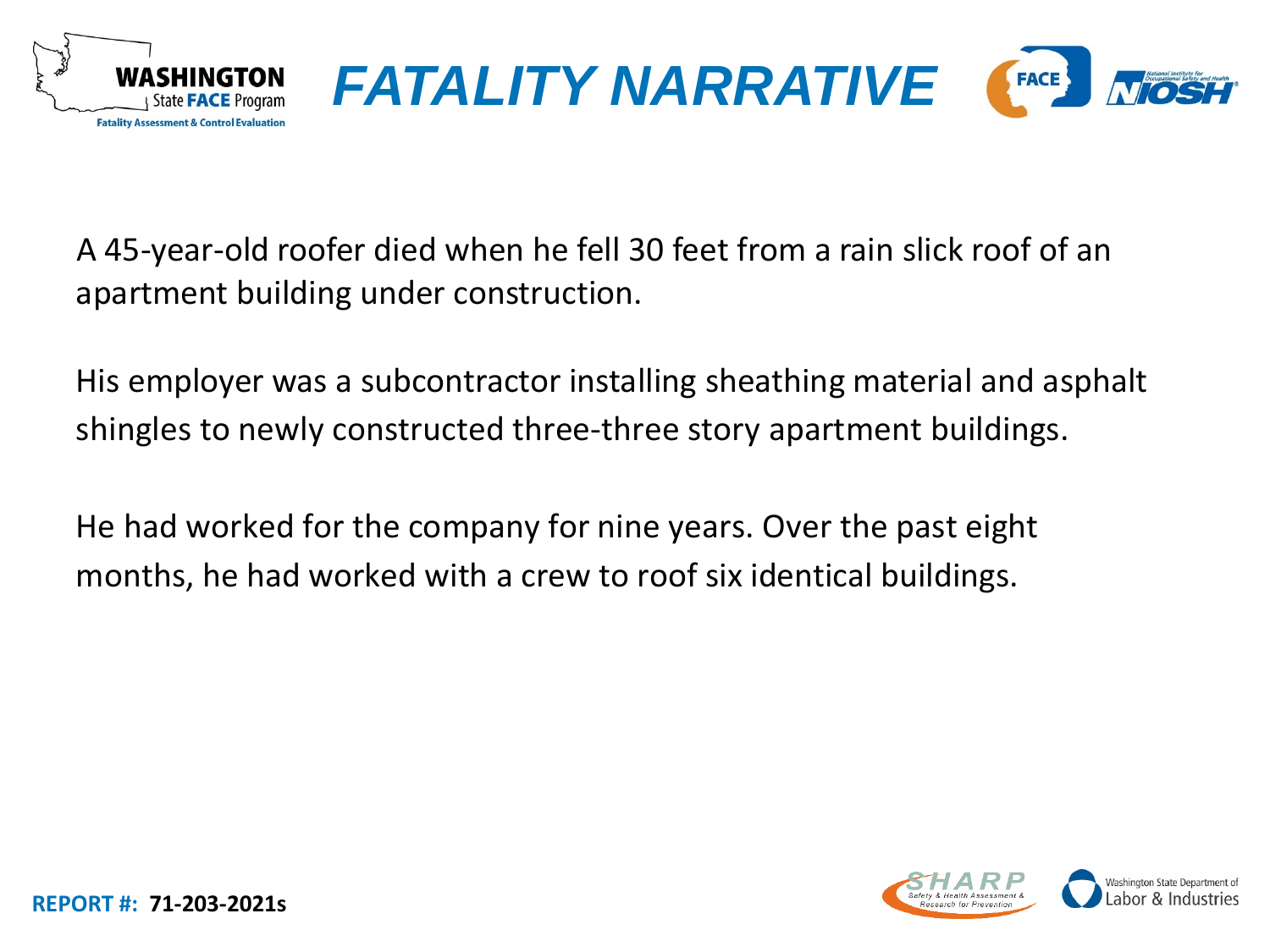# FATALITY NARRATIVE

A 45-year-old roofer died when he fell 30 feet from a rain slick roof of an apartment building under construction.

His employer was a subcontractor installing sheathing material and asphalt shingles to newly constructed three-three story apartment buildings.

He had worked for the company for nine years. Over the past eight months, he had worked with a crew to roof six identical buildings.

**REPORT #: 71-203-2021s**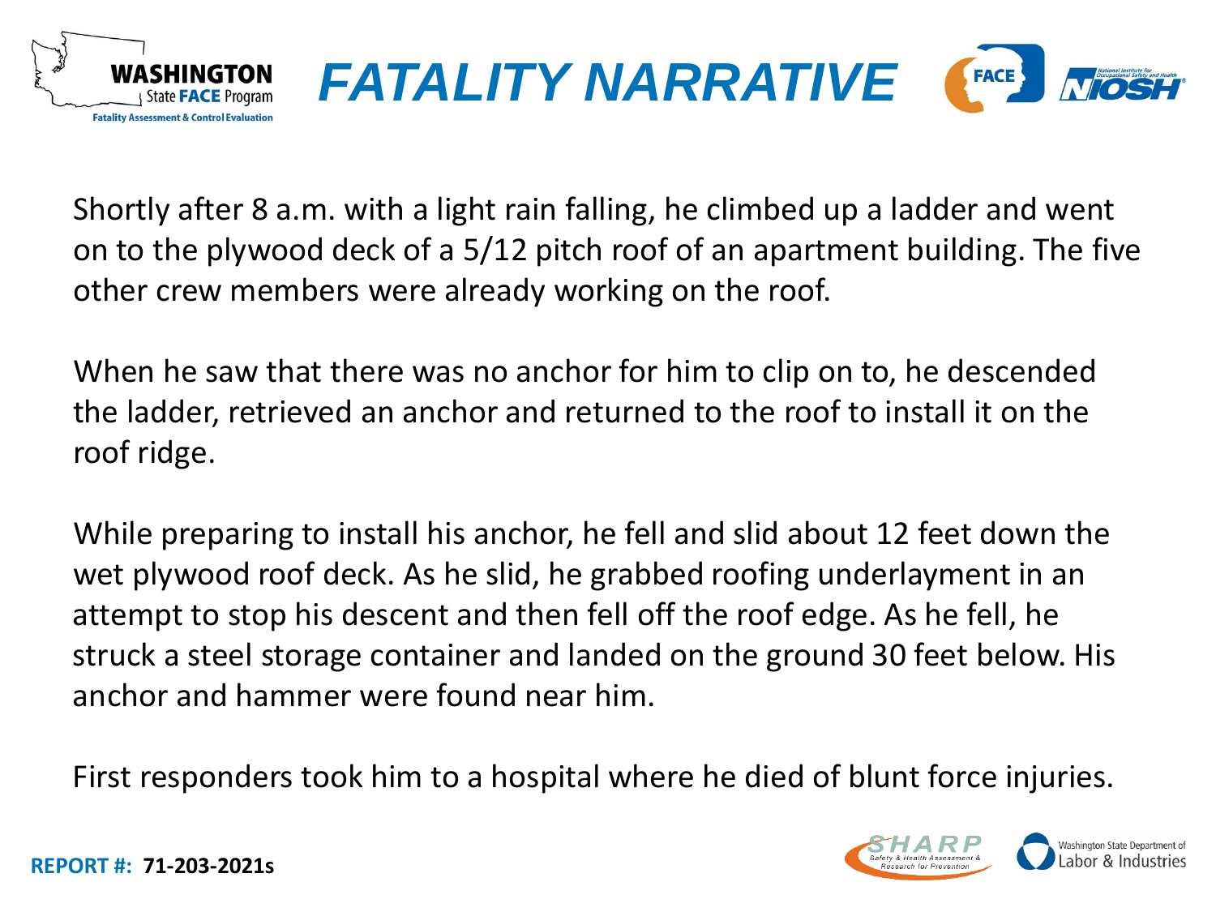# FATALITY NARRATIVE

Shortly after 8 a.m. with a light rain falling, he climbed up a ladder and went on to the plywood deck of a 5/12 pitch roof of an apartment building. The five other crew members were already working on the roof.

When he saw that there was no anchor for him to clip on to, he descended the ladder, retrieved an anchor and returned to the roof to install it on the roof ridge.

While preparing to install his anchor, he fell and slid about 12 feet down the wet plywood roof deck. As he slid, he grabbed roofing underlayment in an attempt to stop his descent and then fell off the roof edge. As he fell, he struck a steel storage container and landed on the ground 30 feet below. His anchor and hammer were found near him.

First responders took him to a hospital where he died of blunt force injuries.

**REPORT #: 71-203-2021s**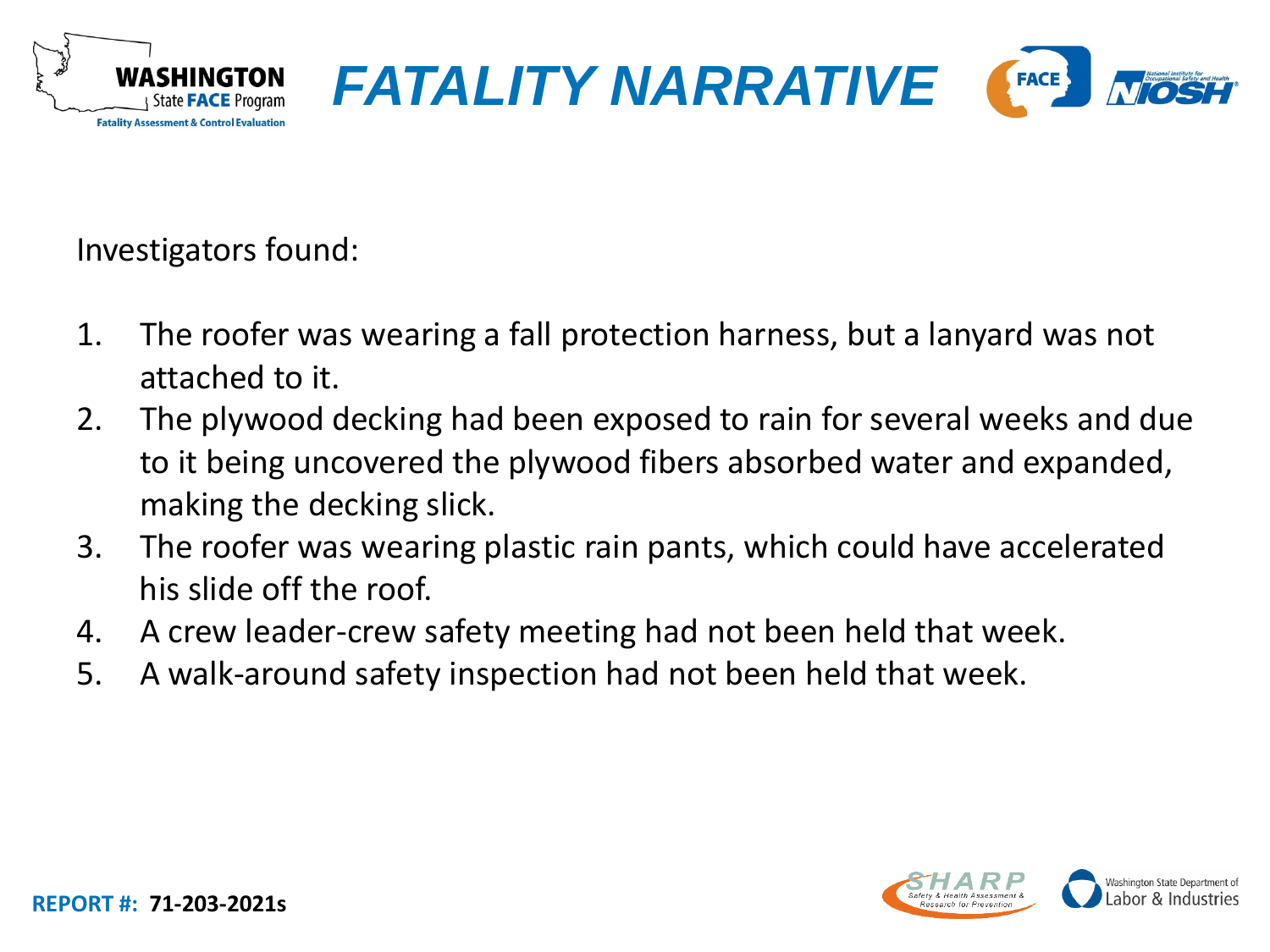# FATALITY NARRATIVE

Investigators found:

1. The roofer was wearing a fall protection harness, but a lanyard was not attached to it.
2. The plywood decking had been exposed to rain for several weeks and due to it being uncovered the plywood fibers absorbed water and expanded, making the decking slick.
3. The roofer was wearing plastic rain pants, which could have accelerated his slide off the roof.
4. A crew leader-crew safety meeting had not been held that week.
5. A walk-around safety inspection had not been held that week.

**REPORT #: 71-203-2021s**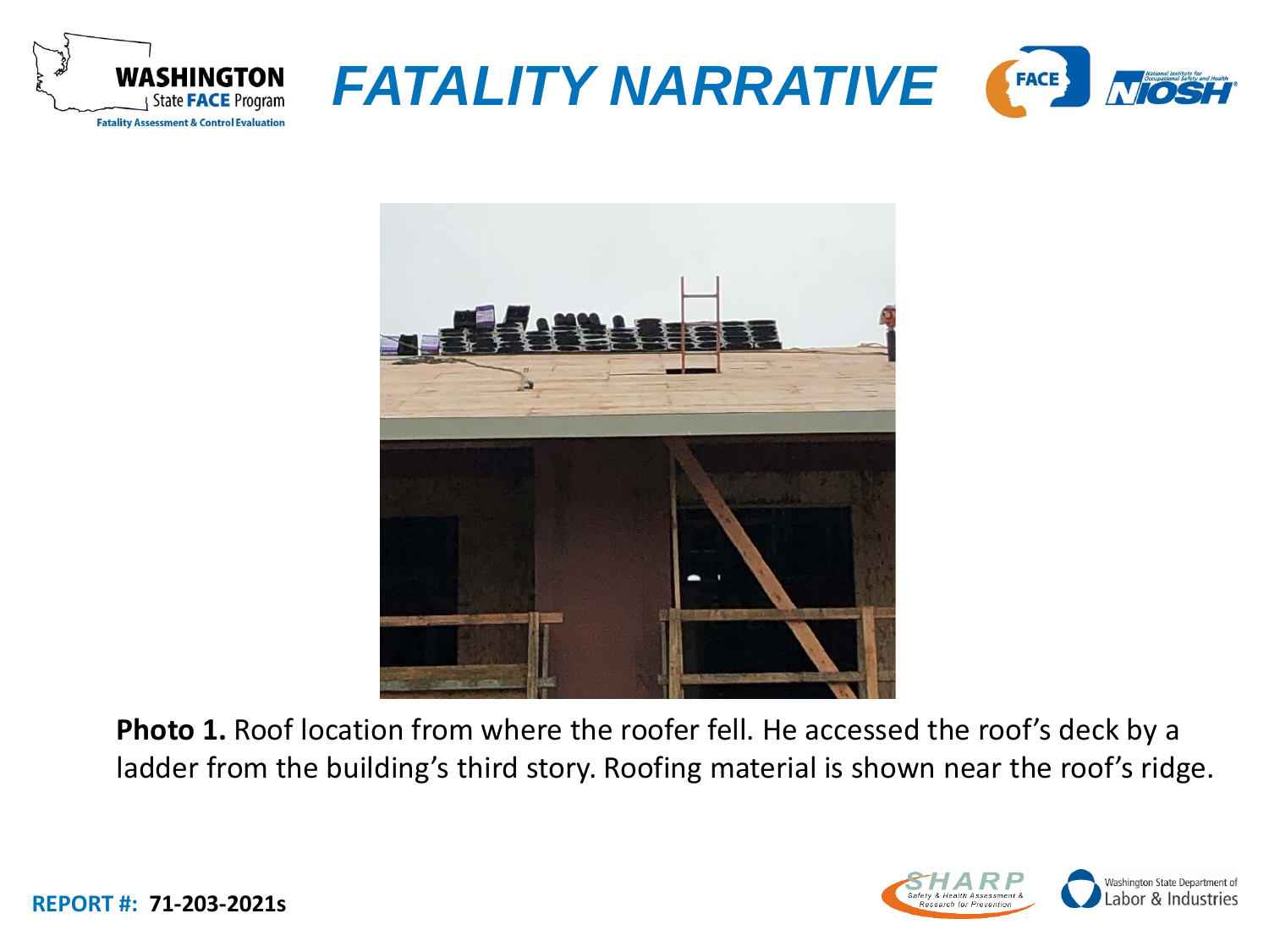# FATALITY NARRATIVE

**Photo 1.** Roof location from where the roofer fell. He accessed the roof's deck by a ladder from the building's third story. Roofing material is shown near the roof's ridge.

**REPORT #: 71-203-2021s**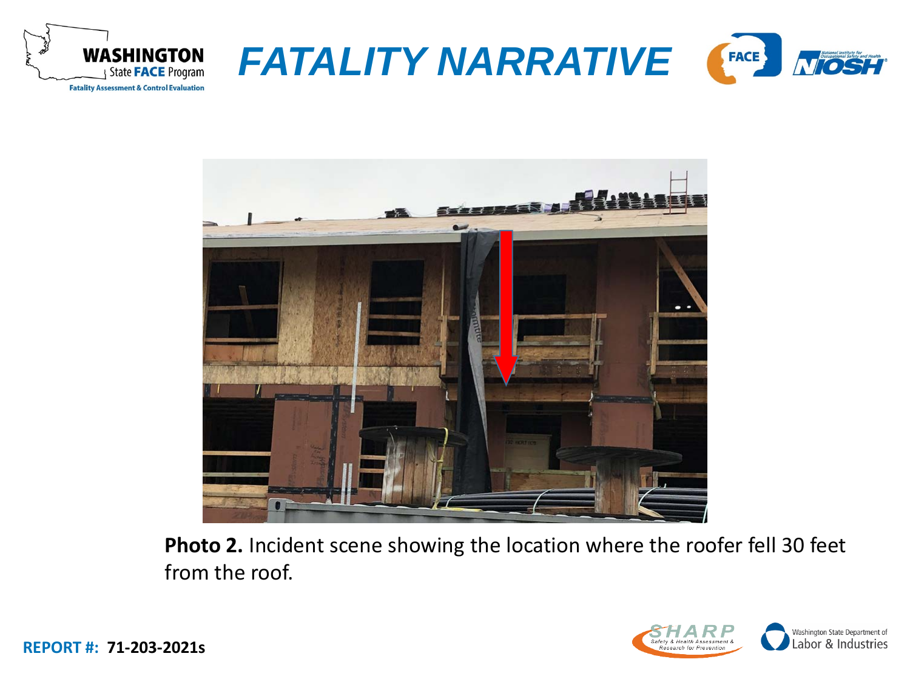**Photo 2.** Incident scene showing the location where the roofer fell 30 feet from the roof.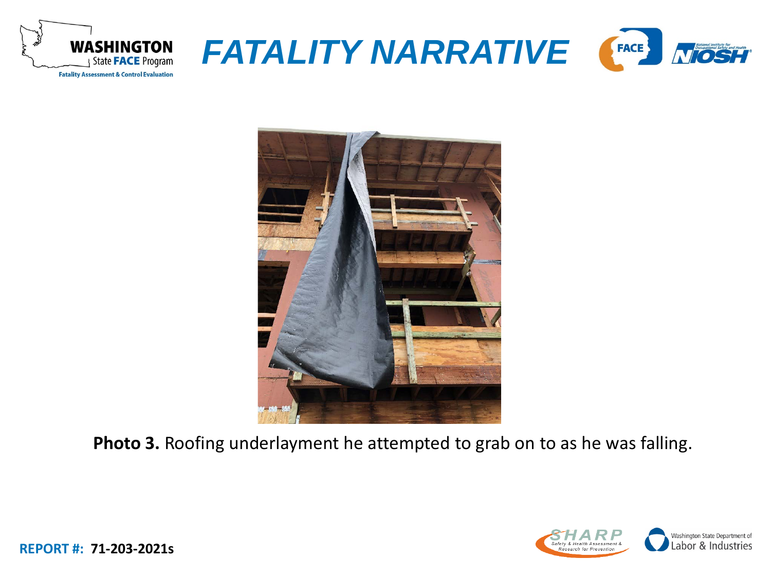**Photo 3.** Roofing underlayment he attempted to grab on to as he was falling.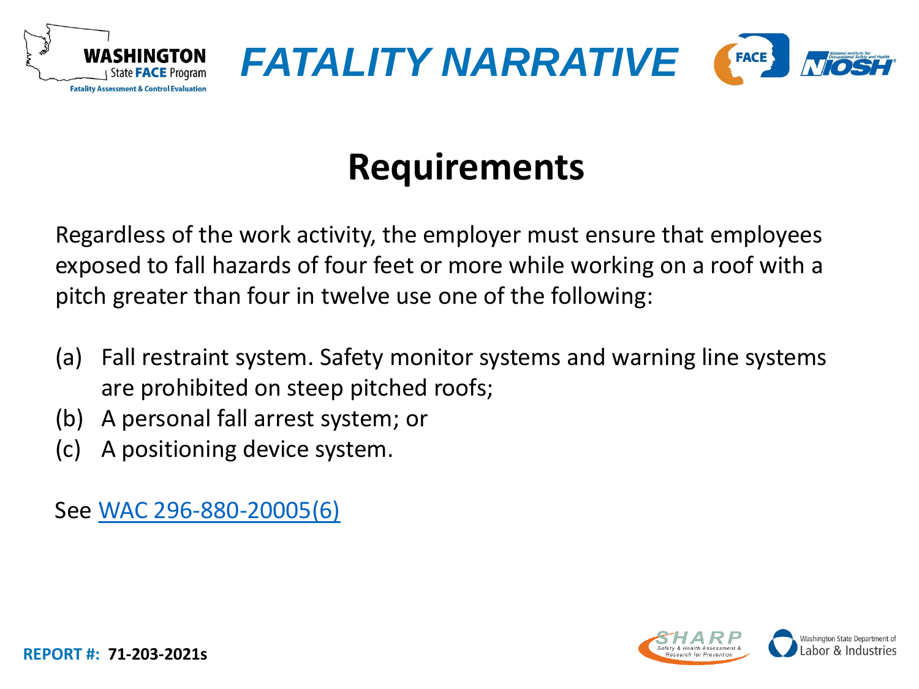# Requirements

Regardless of the work activity, the employer must ensure that employees exposed to fall hazards of four feet or more while working on a roof with a pitch greater than four in twelve use one of the following:

(a) Fall restraint system. Safety monitor systems and warning line systems are prohibited on steep pitched roofs;
(b) A personal fall arrest system; or
(c) A positioning device system.

See [WAC 296-880-20005(6)]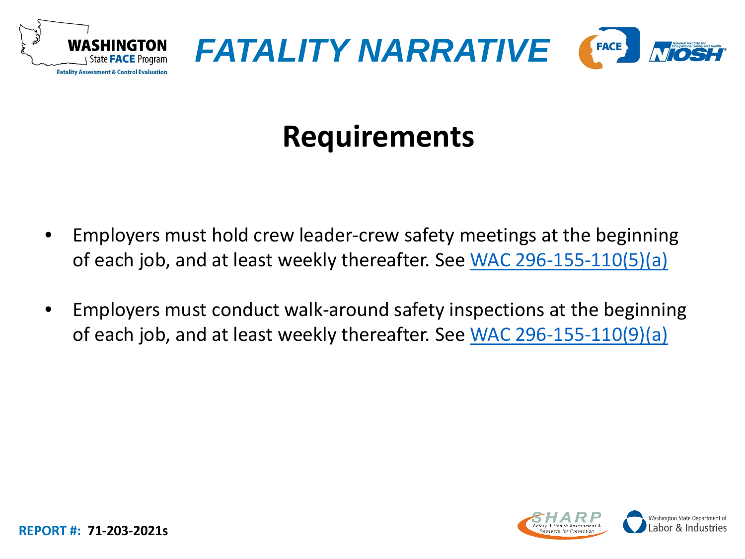# Requirements

- Employers must hold crew leader-crew safety meetings at the beginning of each job, and at least weekly thereafter. See WAC 296-155-110(5)(a)
- Employers must conduct walk-around safety inspections at the beginning of each job, and at least weekly thereafter. See WAC 296-155-110(9)(a)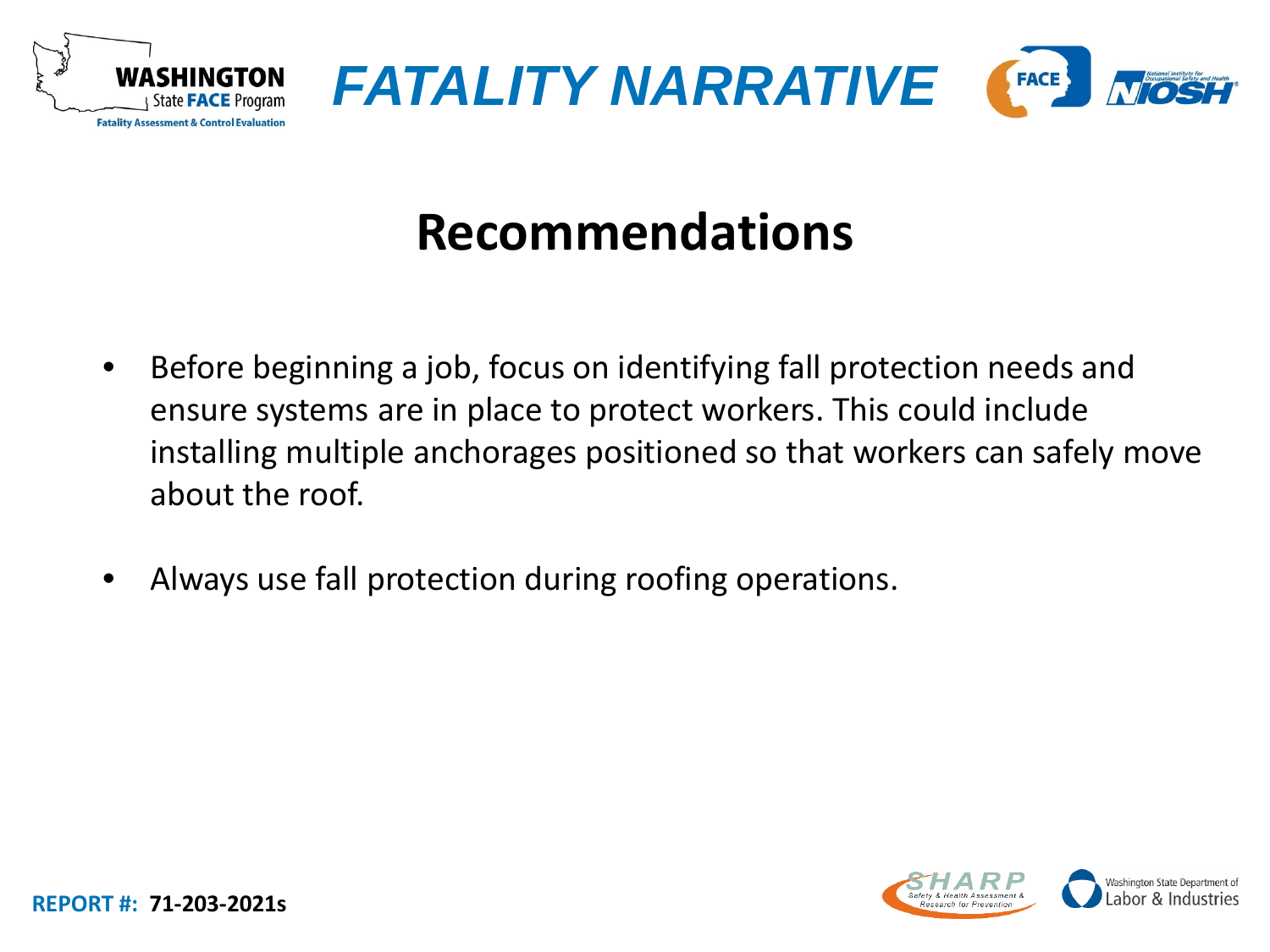# Recommendations

- Before beginning a job, focus on identifying fall protection needs and ensure systems are in place to protect workers. This could include installing multiple anchorages positioned so that workers can safely move about the roof.
- Always use fall protection during roofing operations.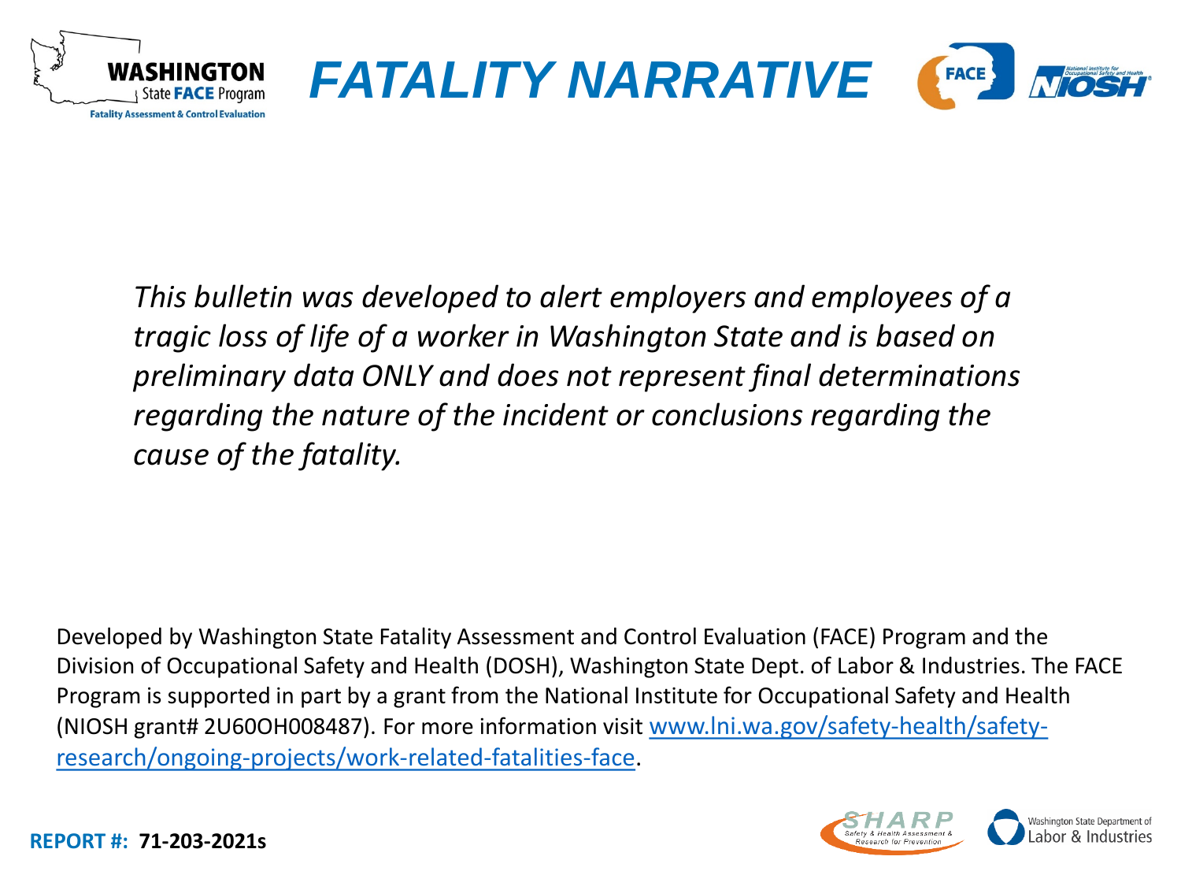# *FATALITY NARRATIVE*

*This bulletin was developed to alert employers and employees of a tragic loss of life of a worker in Washington State and is based on preliminary data ONLY and does not represent final determinations regarding the nature of the incident or conclusions regarding the cause of the fatality.*

Developed by Washington State Fatality Assessment and Control Evaluation (FACE) Program and the Division of Occupational Safety and Health (DOSH), Washington State Dept. of Labor & Industries. The FACE Program is supported in part by a grant from the National Institute for Occupational Safety and Health (NIOSH grant# 2U60OH008487). For more information visit [www.lni.wa.gov/safety-health/safety-research/ongoing-projects/work-related-fatalities-face](www.lni.wa.gov/safety-health/safety-research/ongoing-projects/work-related-fatalities-face).

**REPORT #: 71-203-2021s**